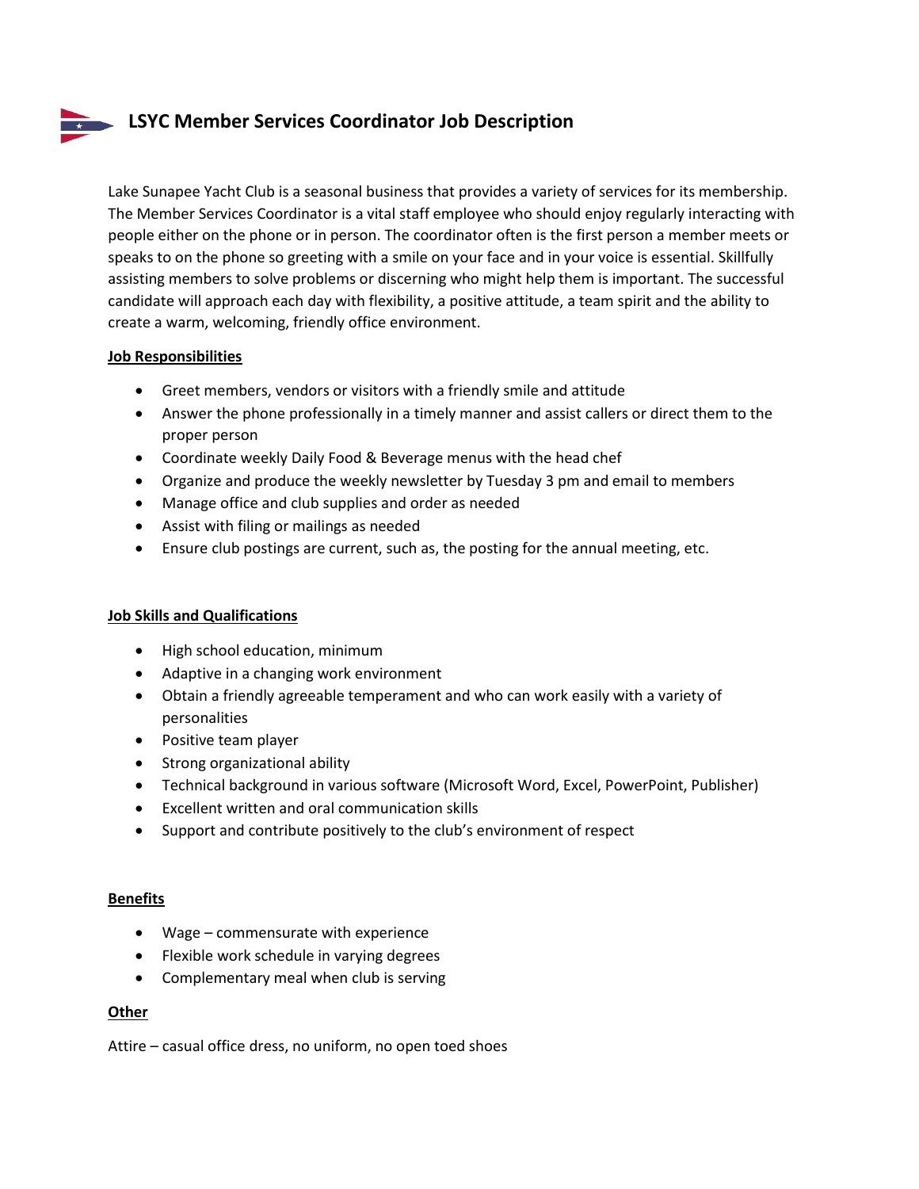# LSYC Member Services Coordinator Job Description

Lake Sunapee Yacht Club is a seasonal business that provides a variety of services for its membership. The Member Services Coordinator is a vital staff employee who should enjoy regularly interacting with people either on the phone or in person. The coordinator often is the first person a member meets or speaks to on the phone so greeting with a smile on your face and in your voice is essential. Skillfully assisting members to solve problems or discerning who might help them is important. The successful candidate will approach each day with flexibility, a positive attitude, a team spirit and the ability to create a warm, welcoming, friendly office environment.

**Job Responsibilities**

- Greet members, vendors or visitors with a friendly smile and attitude
- Answer the phone professionally in a timely manner and assist callers or direct them to the proper person
- Coordinate weekly Daily Food & Beverage menus with the head chef
- Organize and produce the weekly newsletter by Tuesday 3 pm and email to members
- Manage office and club supplies and order as needed
- Assist with filing or mailings as needed
- Ensure club postings are current, such as, the posting for the annual meeting, etc.

**Job Skills and Qualifications**

- High school education, minimum
- Adaptive in a changing work environment
- Obtain a friendly agreeable temperament and who can work easily with a variety of personalities
- Positive team player
- Strong organizational ability
- Technical background in various software (Microsoft Word, Excel, PowerPoint, Publisher)
- Excellent written and oral communication skills
- Support and contribute positively to the club's environment of respect

**Benefits**

- Wage – commensurate with experience
- Flexible work schedule in varying degrees
- Complementary meal when club is serving

**Other**

Attire – casual office dress, no uniform, no open toed shoes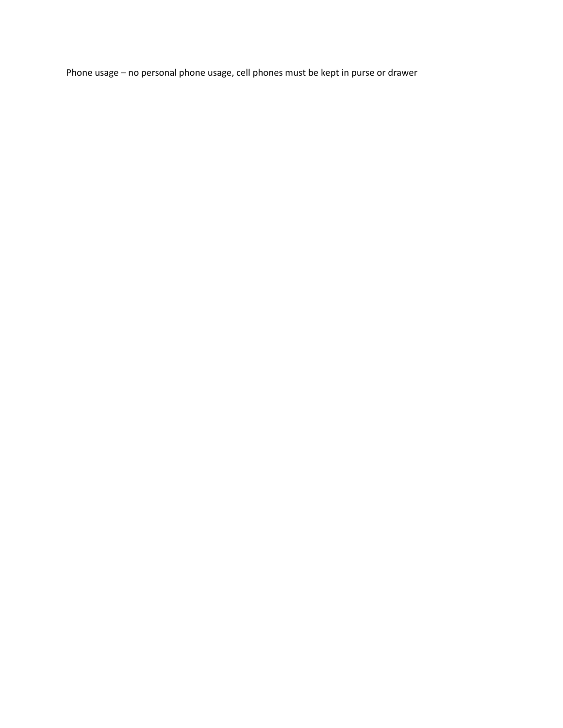Phone usage – no personal phone usage, cell phones must be kept in purse or drawer